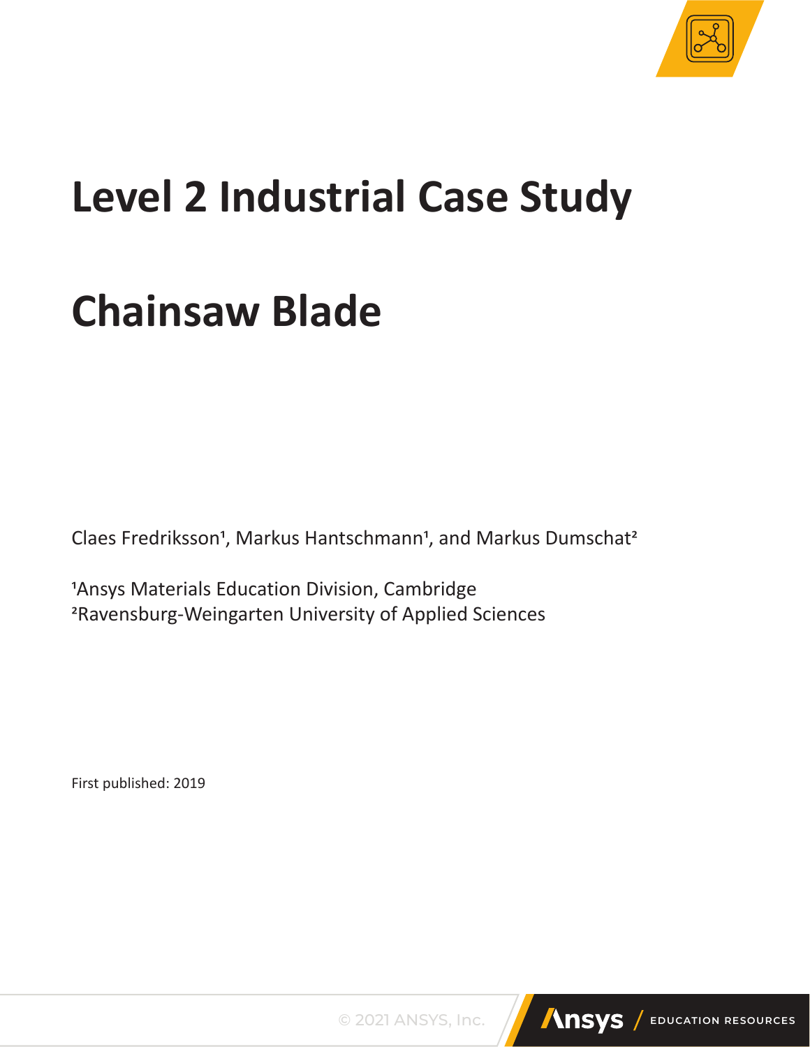# Level 2 Industrial Case Study

# Chainsaw Blade

Claes Fredriksson[1], Markus Hantschmann[1], and Markus Dumschat[2]

[1]Ansys Materials Education Division, Cambridge
[2]Ravensburg-Weingarten University of Applied Sciences

First published: 2019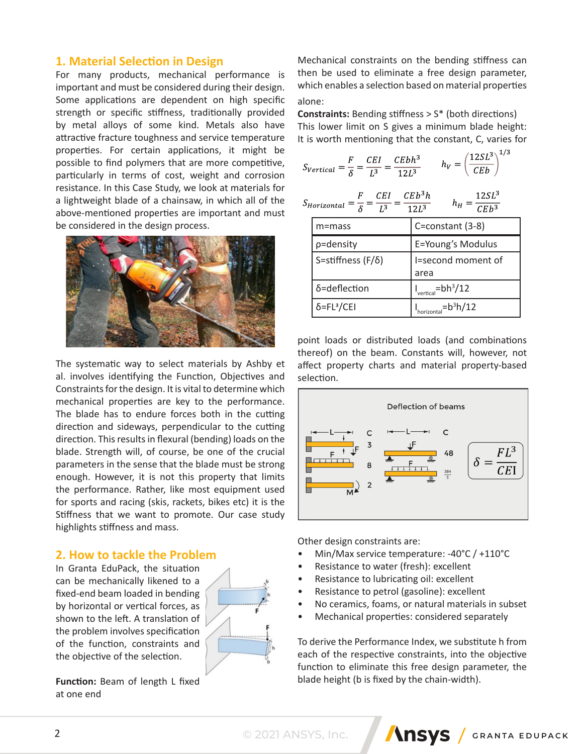## 1. Material Selection in Design

For many products, mechanical performance is important and must be considered during their design. Some applications are dependent on high specific strength or specific stiffness, traditionally provided by metal alloys of some kind. Metals also have attractive fracture toughness and service temperature properties. For certain applications, it might be possible to find polymers that are more competitive, particularly in terms of cost, weight and corrosion resistance. In this Case Study, we look at materials for a lightweight blade of a chainsaw, in which all of the above-mentioned properties are important and must be considered in the design process.

The systematic way to select materials by Ashby et al. involves identifying the Function, Objectives and Constraints for the design. It is vital to determine which mechanical properties are key to the performance. The blade has to endure forces both in the cutting direction and sideways, perpendicular to the cutting direction. This results in flexural (bending) loads on the blade. Strength will, of course, be one of the crucial parameters in the sense that the blade must be strong enough. However, it is not this property that limits the performance. Rather, like most equipment used for sports and racing (skis, rackets, bikes etc) it is the Stiffness that we want to promote. Our case study highlights stiffness and mass.

## 2. How to tackle the Problem

In Granta EduPack, the situation can be mechanically likened to a fixed-end beam loaded in bending by horizontal or vertical forces, as shown to the left. A translation of the problem involves specification of the function, constraints and the objective of the selection.

**Function:** Beam of length L fixed at one end

Mechanical constraints on the bending stiffness can then be used to eliminate a free design parameter, which enables a selection based on material properties alone:

**Constraints:** Bending stiffness > S* (both directions)

This lower limit on S gives a minimum blade height:

$$S_{Vertical} = \frac{F}{\delta} = \frac{CEI}{L^3} = \frac{CEbh^3}{12L^3} \qquad h_V = \left(\frac{12SL^3}{CEb}\right)^{1/3}$$

$$S_{Horizontal} = \frac{F}{\delta} = \frac{CEI}{L^3} = \frac{CEb^3h}{12L^3} \qquad h_H = \frac{12SL^3}{CEb^3}$$

| m=mass | C=constant (3-8) |
|---|---|
| ρ=density | E=Young's Modulus |
| S=stiffness (F/δ) | I=second moment of area |
| δ=deflection | $I_{vertical}=bh^3/12$ |
| $\delta=FL^3/CEI$ | $I_{horizontal}=b^3h/12$ |

It is worth mentioning that the constant, C, varies for point loads or distributed loads (and combinations thereof) on the beam. Constants will, however, not affect property charts and material property-based selection.

Deflection of beams

| Cantilever loading | C | Simply supported loading | C |
|---|---|---|---|
| Point load F at free end | 3 | Central point load F | 48 |
| Distributed load F | 8 | Distributed load F | 384/5 |
| Moment M at free end | 2 | | |

$$\delta = \frac{FL^3}{CEI}$$

Other design constraints are:

- Min/Max service temperature: -40°C / +110°C
- Resistance to water (fresh): excellent
- Resistance to lubricating oil: excellent
- Resistance to petrol (gasoline): excellent
- No ceramics, foams, or natural materials in subset
- Mechanical properties: considered separately

To derive the Performance Index, we substitute h from each of the respective constraints, into the objective function to eliminate this free design parameter, the blade height (b is fixed by the chain-width).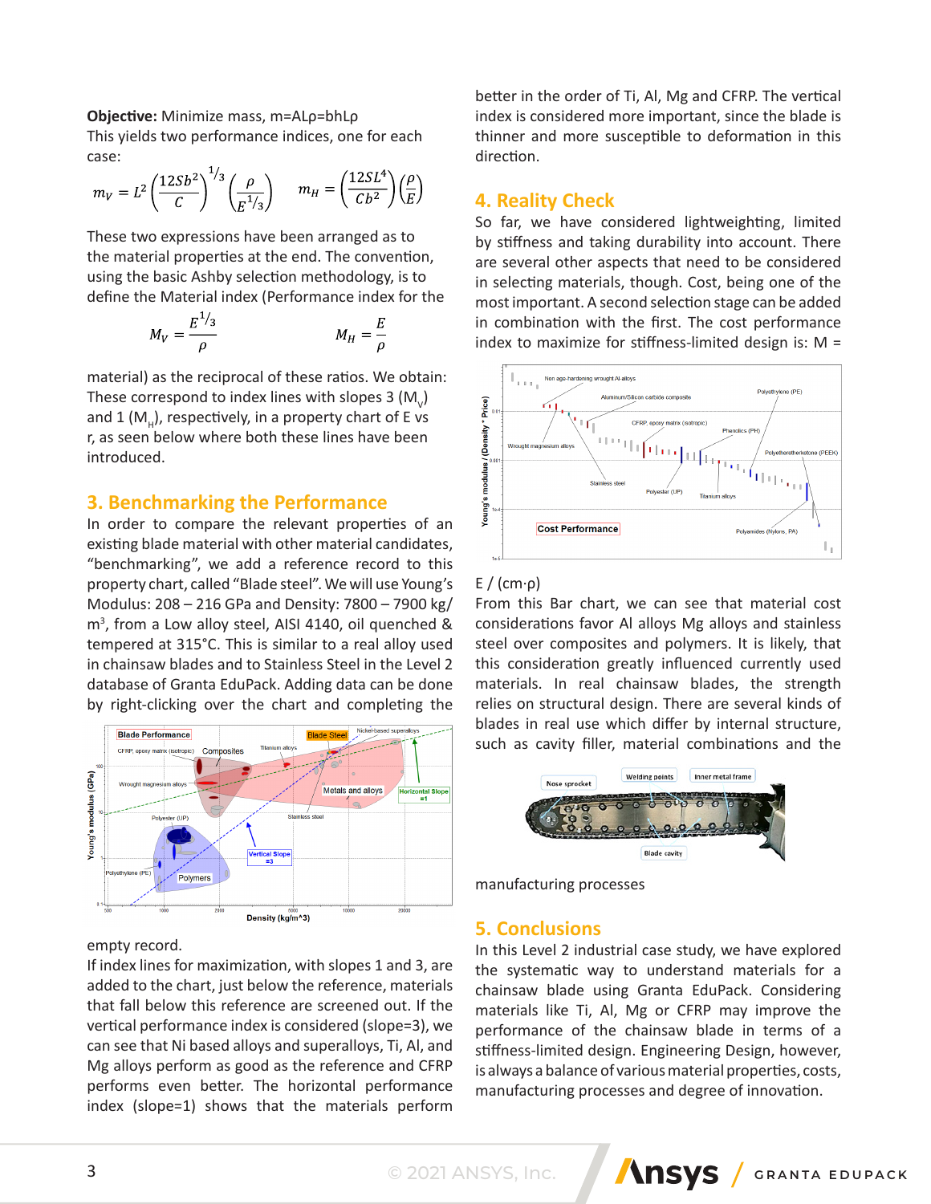**Objective:** Minimize mass, m=ALρ=bhLρ

This yields two performance indices, one for each case:

$$m_V = L^2\left(\frac{12Sb^2}{C}\right)^{1/3}\left(\frac{\rho}{E^{1/3}}\right) \qquad m_H = \left(\frac{12SL^4}{Cb^2}\right)\left(\frac{\rho}{E}\right)$$

These two expressions have been arranged as to the material properties at the end. The convention, using the basic Ashby selection methodology, is to define the Material index (Performance index for the

$$M_V = \frac{E^{1/3}}{\rho} \qquad M_H = \frac{E}{\rho}$$

material) as the reciprocal of these ratios. We obtain: These correspond to index lines with slopes 3 ($M_V$) and 1 ($M_H$), respectively, in a property chart of E vs r, as seen below where both these lines have been introduced.

## 3. Benchmarking the Performance

In order to compare the relevant properties of an existing blade material with other material candidates, "benchmarking", we add a reference record to this property chart, called "Blade steel". We will use Young's Modulus: 208 – 216 GPa and Density: 7800 – 7900 kg/m³, from a Low alloy steel, AISI 4140, oil quenched & tempered at 315°C. This is similar to a real alloy used in chainsaw blades and to Stainless Steel in the Level 2 database of Granta EduPack. Adding data can be done by right-clicking over the chart and completing the empty record.

If index lines for maximization, with slopes 1 and 3, are added to the chart, just below the reference, materials that fall below this reference are screened out. If the vertical performance index is considered (slope=3), we can see that Ni based alloys and superalloys, Ti, Al, and Mg alloys perform as good as the reference and CFRP performs even better. The horizontal performance index (slope=1) shows that the materials perform better in the order of Ti, Al, Mg and CFRP. The vertical index is considered more important, since the blade is thinner and more susceptible to deformation in this direction.

## 4. Reality Check

So far, we have considered lightweighting, limited by stiffness and taking durability into account. There are several other aspects that need to be considered in selecting materials, though. Cost, being one of the most important. A second selection stage can be added in combination with the first. The cost performance index to maximize for stiffness-limited design is: M = E / (cm·ρ)

From this Bar chart, we can see that material cost considerations favor Al alloys Mg alloys and stainless steel over composites and polymers. It is likely, that this consideration greatly influenced currently used materials. In real chainsaw blades, the strength relies on structural design. There are several kinds of blades in real use which differ by internal structure, such as cavity filler, material combinations and the manufacturing processes

## 5. Conclusions

In this Level 2 industrial case study, we have explored the systematic way to understand materials for a chainsaw blade using Granta EduPack. Considering materials like Ti, Al, Mg or CFRP may improve the performance of the chainsaw blade in terms of a stiffness-limited design. Engineering Design, however, is always a balance of various material properties, costs, manufacturing processes and degree of innovation.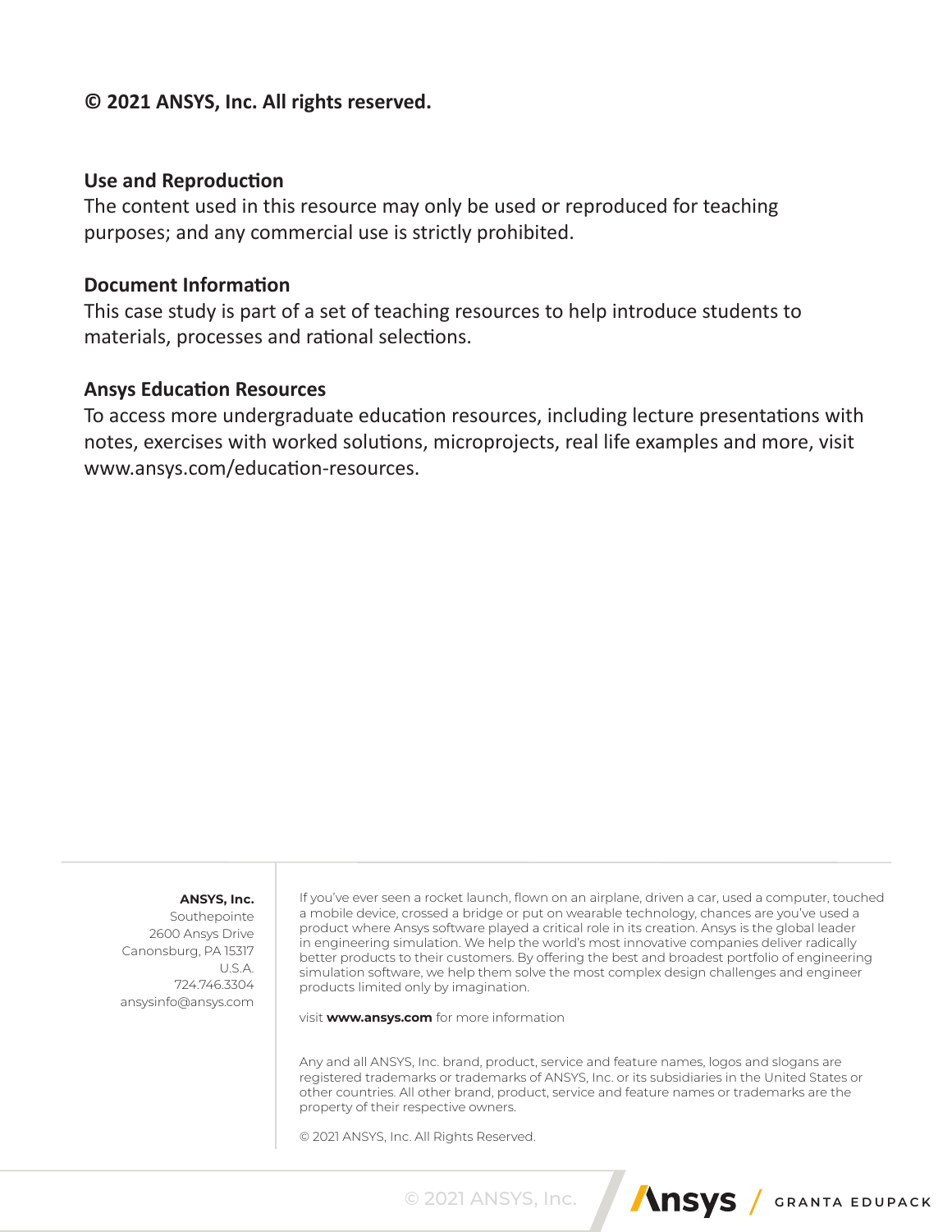**© 2021 ANSYS, Inc. All rights reserved.**

### Use and Reproduction

The content used in this resource may only be used or reproduced for teaching purposes; and any commercial use is strictly prohibited.

### Document Information

This case study is part of a set of teaching resources to help introduce students to materials, processes and rational selections.

### Ansys Education Resources

To access more undergraduate education resources, including lecture presentations with notes, exercises with worked solutions, microprojects, real life examples and more, visit www.ansys.com/education-resources.

**ANSYS, Inc.**
Southepointe
2600 Ansys Drive
Canonsburg, PA 15317
U.S.A.
724.746.3304
ansysinfo@ansys.com

If you've ever seen a rocket launch, flown on an airplane, driven a car, used a computer, touched a mobile device, crossed a bridge or put on wearable technology, chances are you've used a product where Ansys software played a critical role in its creation. Ansys is the global leader in engineering simulation. We help the world's most innovative companies deliver radically better products to their customers. By offering the best and broadest portfolio of engineering simulation software, we help them solve the most complex design challenges and engineer products limited only by imagination.

visit **www.ansys.com** for more information

Any and all ANSYS, Inc. brand, product, service and feature names, logos and slogans are registered trademarks or trademarks of ANSYS, Inc. or its subsidiaries in the United States or other countries. All other brand, product, service and feature names or trademarks are the property of their respective owners.

© 2021 ANSYS, Inc. All Rights Reserved.